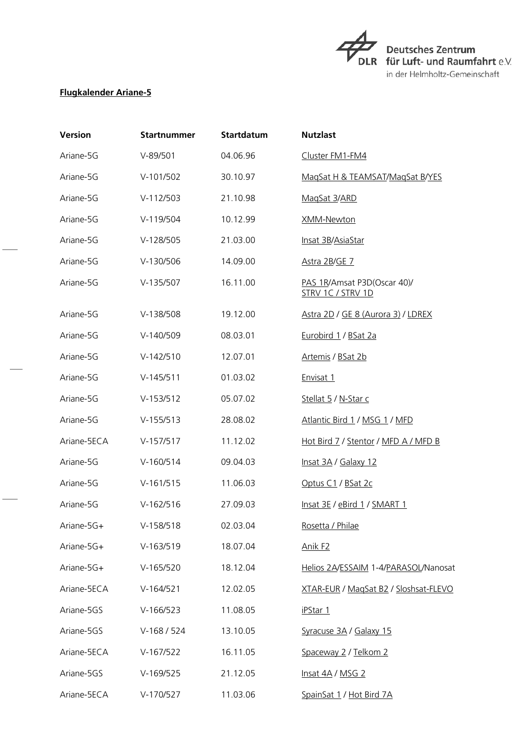**Flugkalender Ariane-5**

| Version | Startnummer | Startdatum | Nutzlast |
|---|---|---|---|
| Ariane-5G | V-89/501 | 04.06.96 | Cluster FM1-FM4 |
| Ariane-5G | V-101/502 | 30.10.97 | MaqSat H & TEAMSAT/MaqSat B/YES |
| Ariane-5G | V-112/503 | 21.10.98 | MaqSat 3/ARD |
| Ariane-5G | V-119/504 | 10.12.99 | XMM-Newton |
| Ariane-5G | V-128/505 | 21.03.00 | Insat 3B/AsiaStar |
| Ariane-5G | V-130/506 | 14.09.00 | Astra 2B/GE 7 |
| Ariane-5G | V-135/507 | 16.11.00 | PAS 1R/Amsat P3D(Oscar 40)/ STRV 1C / STRV 1D |
| Ariane-5G | V-138/508 | 19.12.00 | Astra 2D / GE 8 (Aurora 3) / LDREX |
| Ariane-5G | V-140/509 | 08.03.01 | Eurobird 1 / BSat 2a |
| Ariane-5G | V-142/510 | 12.07.01 | Artemis / BSat 2b |
| Ariane-5G | V-145/511 | 01.03.02 | Envisat 1 |
| Ariane-5G | V-153/512 | 05.07.02 | Stellat 5 / N-Star c |
| Ariane-5G | V-155/513 | 28.08.02 | Atlantic Bird 1 / MSG 1 / MFD |
| Ariane-5ECA | V-157/517 | 11.12.02 | Hot Bird 7 / Stentor / MFD A / MFD B |
| Ariane-5G | V-160/514 | 09.04.03 | Insat 3A / Galaxy 12 |
| Ariane-5G | V-161/515 | 11.06.03 | Optus C1 / BSat 2c |
| Ariane-5G | V-162/516 | 27.09.03 | Insat 3E / eBird 1 / SMART 1 |
| Ariane-5G+ | V-158/518 | 02.03.04 | Rosetta / Philae |
| Ariane-5G+ | V-163/519 | 18.07.04 | Anik F2 |
| Ariane-5G+ | V-165/520 | 18.12.04 | Helios 2A/ESSAIM 1-4/PARASOL/Nanosat |
| Ariane-5ECA | V-164/521 | 12.02.05 | XTAR-EUR / MaqSat B2 / Sloshsat-FLEVO |
| Ariane-5GS | V-166/523 | 11.08.05 | iPStar 1 |
| Ariane-5GS | V-168 / 524 | 13.10.05 | Syracuse 3A / Galaxy 15 |
| Ariane-5ECA | V-167/522 | 16.11.05 | Spaceway 2 / Telkom 2 |
| Ariane-5GS | V-169/525 | 21.12.05 | Insat 4A / MSG 2 |
| Ariane-5ECA | V-170/527 | 11.03.06 | SpainSat 1 / Hot Bird 7A |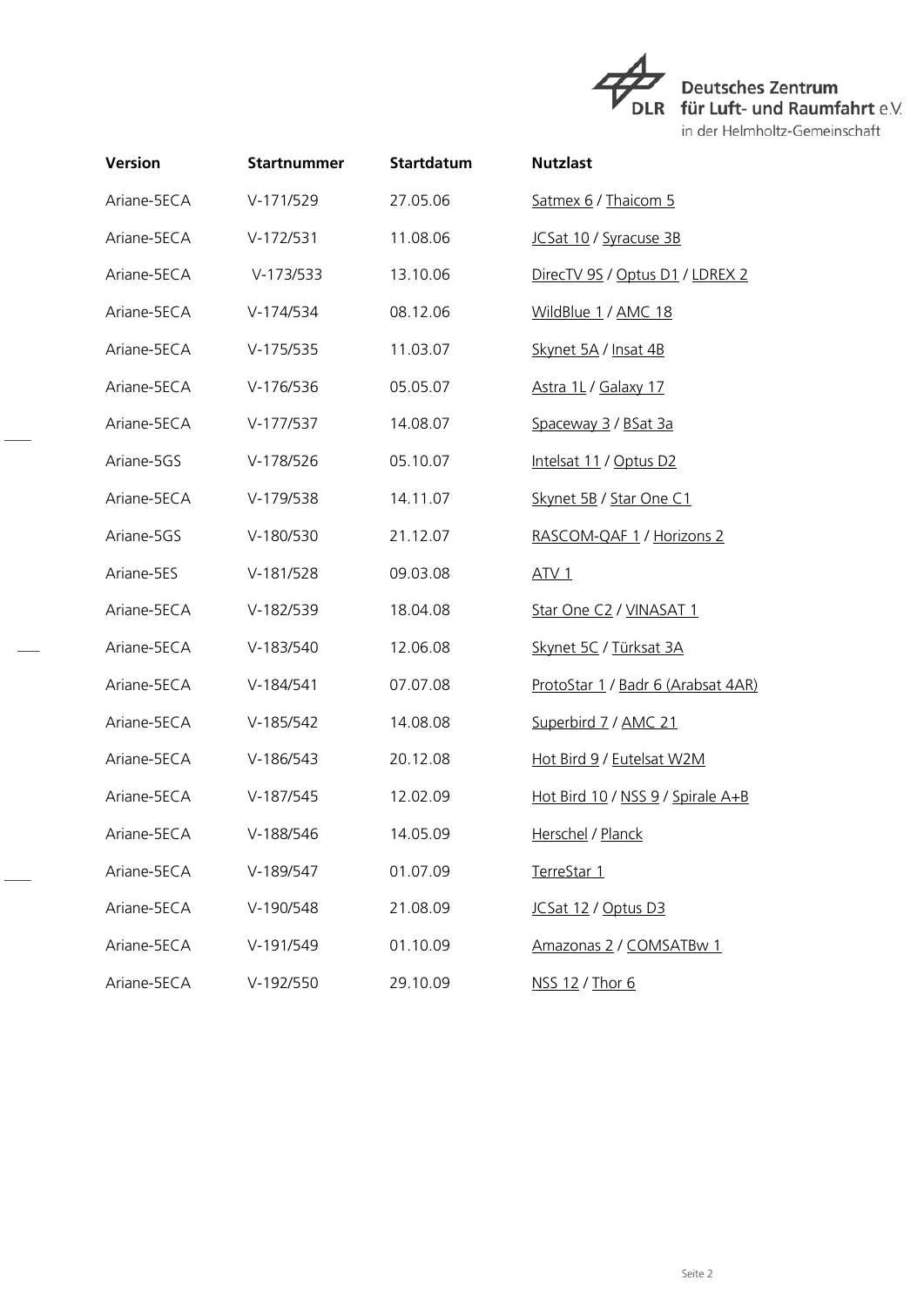| Version | Startnummer | Startdatum | Nutzlast |
| --- | --- | --- | --- |
| Ariane-5ECA | V-171/529 | 27.05.06 | Satmex 6 / Thaicom 5 |
| Ariane-5ECA | V-172/531 | 11.08.06 | JCSat 10 / Syracuse 3B |
| Ariane-5ECA | V-173/533 | 13.10.06 | DirecTV 9S / Optus D1 / LDREX 2 |
| Ariane-5ECA | V-174/534 | 08.12.06 | WildBlue 1 / AMC 18 |
| Ariane-5ECA | V-175/535 | 11.03.07 | Skynet 5A / Insat 4B |
| Ariane-5ECA | V-176/536 | 05.05.07 | Astra 1L / Galaxy 17 |
| Ariane-5ECA | V-177/537 | 14.08.07 | Spaceway 3 / BSat 3a |
| Ariane-5GS | V-178/526 | 05.10.07 | Intelsat 11 / Optus D2 |
| Ariane-5ECA | V-179/538 | 14.11.07 | Skynet 5B / Star One C1 |
| Ariane-5GS | V-180/530 | 21.12.07 | RASCOM-QAF 1 / Horizons 2 |
| Ariane-5ES | V-181/528 | 09.03.08 | ATV 1 |
| Ariane-5ECA | V-182/539 | 18.04.08 | Star One C2 / VINASAT 1 |
| Ariane-5ECA | V-183/540 | 12.06.08 | Skynet 5C / Türksat 3A |
| Ariane-5ECA | V-184/541 | 07.07.08 | ProtoStar 1 / Badr 6 (Arabsat 4AR) |
| Ariane-5ECA | V-185/542 | 14.08.08 | Superbird 7 / AMC 21 |
| Ariane-5ECA | V-186/543 | 20.12.08 | Hot Bird 9 / Eutelsat W2M |
| Ariane-5ECA | V-187/545 | 12.02.09 | Hot Bird 10 / NSS 9 / Spirale A+B |
| Ariane-5ECA | V-188/546 | 14.05.09 | Herschel / Planck |
| Ariane-5ECA | V-189/547 | 01.07.09 | TerreStar 1 |
| Ariane-5ECA | V-190/548 | 21.08.09 | JCSat 12 / Optus D3 |
| Ariane-5ECA | V-191/549 | 01.10.09 | Amazonas 2 / COMSATBw 1 |
| Ariane-5ECA | V-192/550 | 29.10.09 | NSS 12 / Thor 6 |